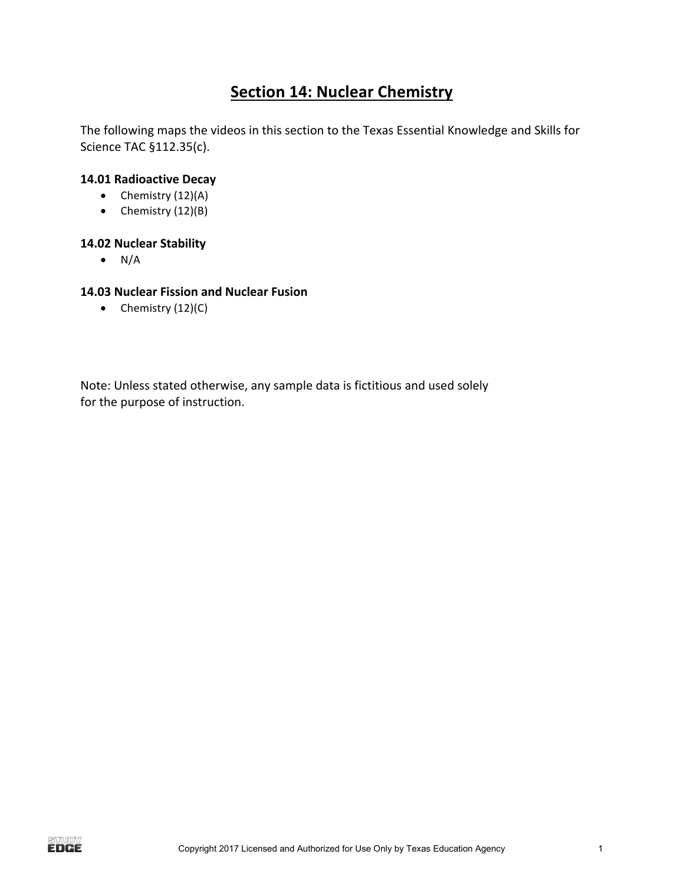# Section 14: Nuclear Chemistry

The following maps the videos in this section to the Texas Essential Knowledge and Skills for Science TAC §112.35(c).

### 14.01 Radioactive Decay

- Chemistry (12)(A)
- Chemistry (12)(B)

### 14.02 Nuclear Stability

- N/A

### 14.03 Nuclear Fission and Nuclear Fusion

- Chemistry (12)(C)

Note: Unless stated otherwise, any sample data is fictitious and used solely for the purpose of instruction.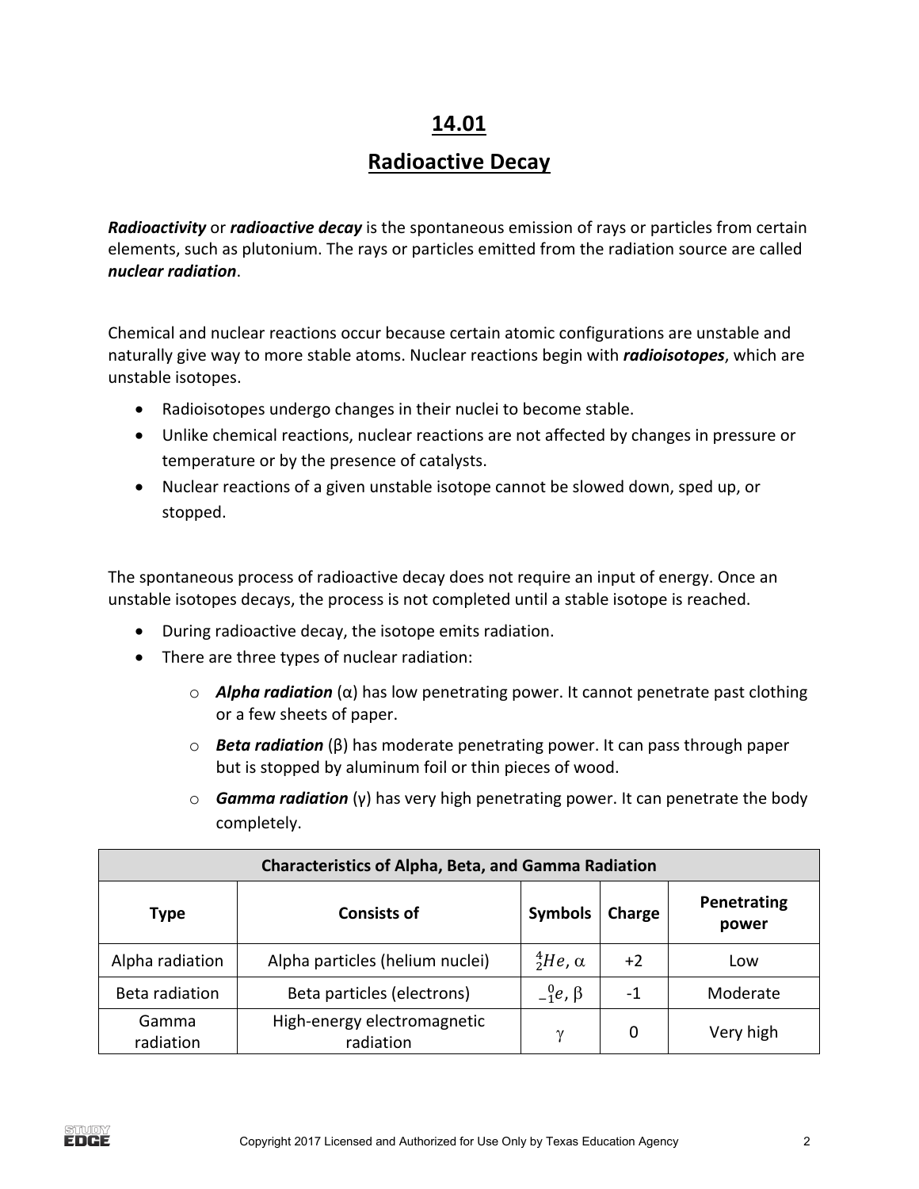# 14.01

## Radioactive Decay

***Radioactivity*** or ***radioactive decay*** is the spontaneous emission of rays or particles from certain elements, such as plutonium. The rays or particles emitted from the radiation source are called ***nuclear radiation***.

Chemical and nuclear reactions occur because certain atomic configurations are unstable and naturally give way to more stable atoms. Nuclear reactions begin with ***radioisotopes***, which are unstable isotopes.

- Radioisotopes undergo changes in their nuclei to become stable.
- Unlike chemical reactions, nuclear reactions are not affected by changes in pressure or temperature or by the presence of catalysts.
- Nuclear reactions of a given unstable isotope cannot be slowed down, sped up, or stopped.

The spontaneous process of radioactive decay does not require an input of energy. Once an unstable isotopes decays, the process is not completed until a stable isotope is reached.

- During radioactive decay, the isotope emits radiation.
- There are three types of nuclear radiation:
    - ***Alpha radiation*** (α) has low penetrating power. It cannot penetrate past clothing or a few sheets of paper.
    - ***Beta radiation*** (β) has moderate penetrating power. It can pass through paper but is stopped by aluminum foil or thin pieces of wood.
    - ***Gamma radiation*** (γ) has very high penetrating power. It can penetrate the body completely.

| Characteristics of Alpha, Beta, and Gamma Radiation | | | | |
|---|---|---|---|---|
| **Type** | **Consists of** | **Symbols** | **Charge** | **Penetrating power** |
| Alpha radiation | Alpha particles (helium nuclei) | ${}^{4}_{2}He$, $\alpha$ | +2 | Low |
| Beta radiation | Beta particles (electrons) | ${}^{0}_{-1}e$, $\beta$ | -1 | Moderate |
| Gamma radiation | High-energy electromagnetic radiation | $\gamma$ | 0 | Very high |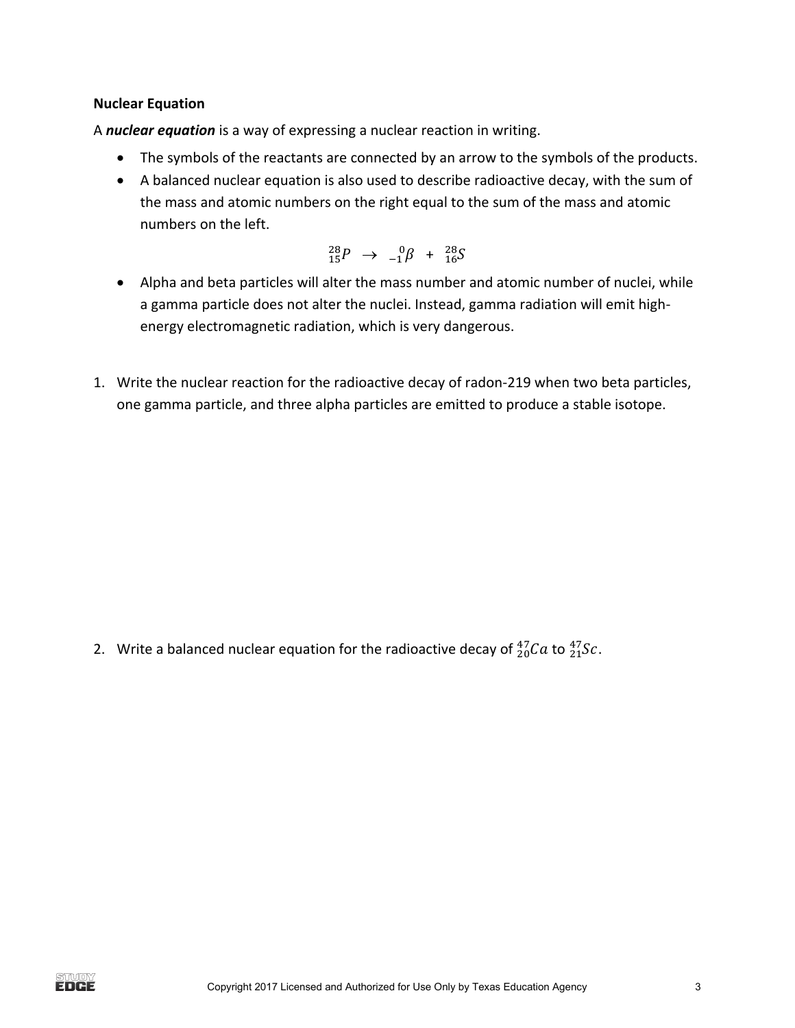**Nuclear Equation**

A ***nuclear equation*** is a way of expressing a nuclear reaction in writing.

- The symbols of the reactants are connected by an arrow to the symbols of the products.
- A balanced nuclear equation is also used to describe radioactive decay, with the sum of the mass and atomic numbers on the right equal to the sum of the mass and atomic numbers on the left.

$$^{28}_{15}P \rightarrow \ ^{0}_{-1}\beta + \ ^{28}_{16}S$$

- Alpha and beta particles will alter the mass number and atomic number of nuclei, while a gamma particle does not alter the nuclei. Instead, gamma radiation will emit high-energy electromagnetic radiation, which is very dangerous.

1. Write the nuclear reaction for the radioactive decay of radon-219 when two beta particles, one gamma particle, and three alpha particles are emitted to produce a stable isotope.

2. Write a balanced nuclear equation for the radioactive decay of $^{47}_{20}Ca$ to $^{47}_{21}Sc$.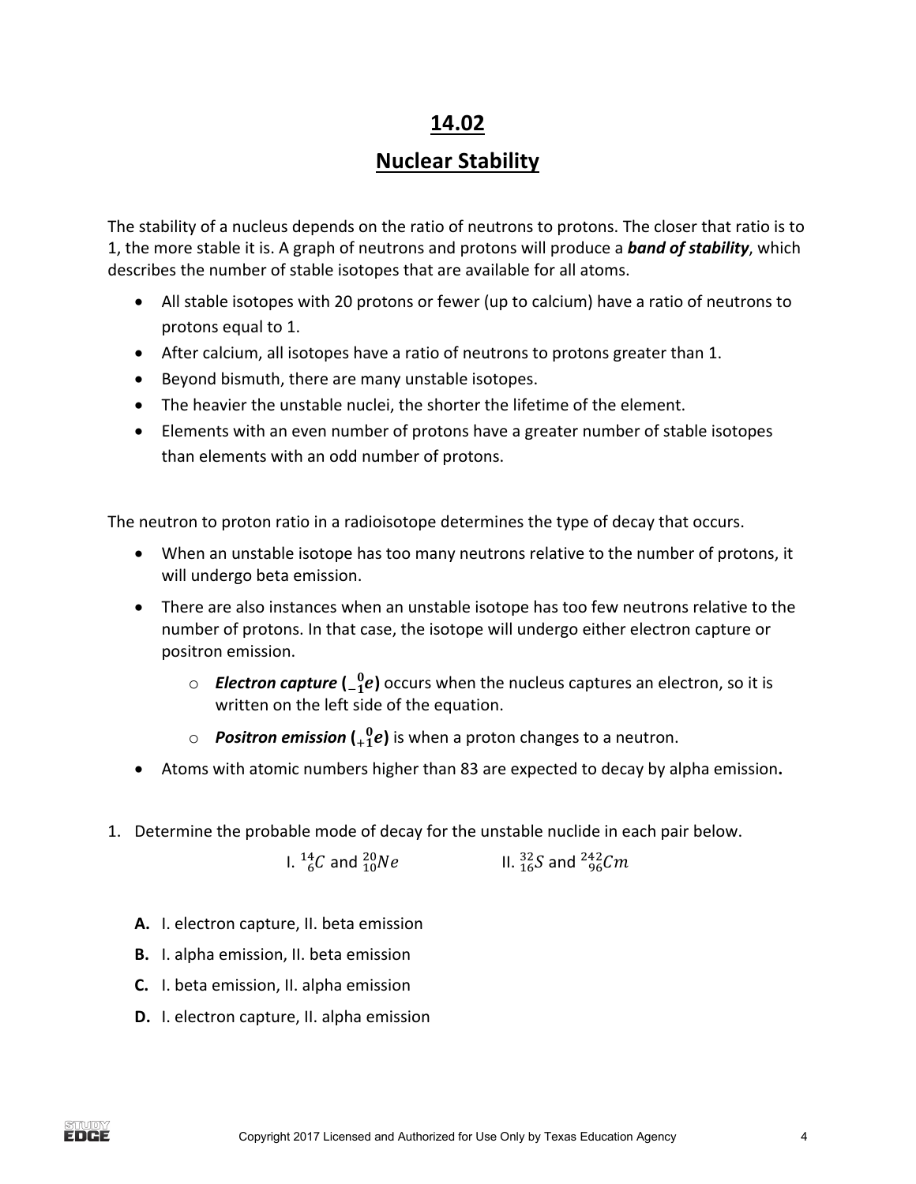# 14.02

## Nuclear Stability

The stability of a nucleus depends on the ratio of neutrons to protons. The closer that ratio is to 1, the more stable it is. A graph of neutrons and protons will produce a ***band of stability***, which describes the number of stable isotopes that are available for all atoms.

- All stable isotopes with 20 protons or fewer (up to calcium) have a ratio of neutrons to protons equal to 1.
- After calcium, all isotopes have a ratio of neutrons to protons greater than 1.
- Beyond bismuth, there are many unstable isotopes.
- The heavier the unstable nuclei, the shorter the lifetime of the element.
- Elements with an even number of protons have a greater number of stable isotopes than elements with an odd number of protons.

The neutron to proton ratio in a radioisotope determines the type of decay that occurs.

- When an unstable isotope has too many neutrons relative to the number of protons, it will undergo beta emission.
- There are also instances when an unstable isotope has too few neutrons relative to the number of protons. In that case, the isotope will undergo either electron capture or positron emission.
    - ***Electron capture*** **($^{0}_{-1}e$)** occurs when the nucleus captures an electron, so it is written on the left side of the equation.
    - ***Positron emission*** **($^{0}_{+1}e$)** is when a proton changes to a neutron.
- Atoms with atomic numbers higher than 83 are expected to decay by alpha emission**.**

1. Determine the probable mode of decay for the unstable nuclide in each pair below.

   I. $^{14}_{6}C$ and $^{20}_{10}Ne$ II. $^{32}_{16}S$ and $^{242}_{96}Cm$

   **A.** I. electron capture, II. beta emission

   **B.** I. alpha emission, II. beta emission

   **C.** I. beta emission, II. alpha emission

   **D.** I. electron capture, II. alpha emission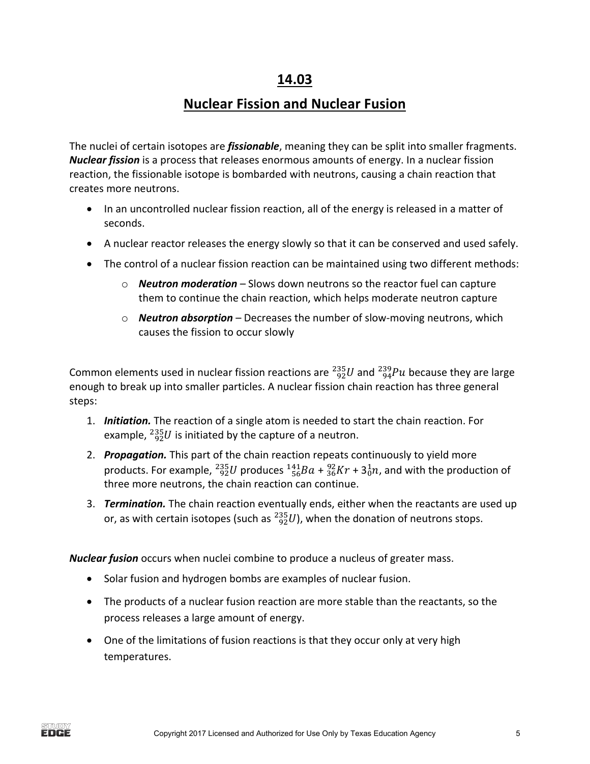# 14.03

## Nuclear Fission and Nuclear Fusion

The nuclei of certain isotopes are ***fissionable***, meaning they can be split into smaller fragments. ***Nuclear fission*** is a process that releases enormous amounts of energy. In a nuclear fission reaction, the fissionable isotope is bombarded with neutrons, causing a chain reaction that creates more neutrons.

- In an uncontrolled nuclear fission reaction, all of the energy is released in a matter of seconds.
- A nuclear reactor releases the energy slowly so that it can be conserved and used safely.
- The control of a nuclear fission reaction can be maintained using two different methods:
  - ***Neutron moderation*** – Slows down neutrons so the reactor fuel can capture them to continue the chain reaction, which helps moderate neutron capture
  - ***Neutron absorption*** – Decreases the number of slow-moving neutrons, which causes the fission to occur slowly

Common elements used in nuclear fission reactions are $^{235}_{92}U$ and $^{239}_{94}Pu$ because they are large enough to break up into smaller particles. A nuclear fission chain reaction has three general steps:

1. ***Initiation.*** The reaction of a single atom is needed to start the chain reaction. For example, $^{235}_{92}U$ is initiated by the capture of a neutron.
2. ***Propagation.*** This part of the chain reaction repeats continuously to yield more products. For example, $^{235}_{92}U$ produces $^{141}_{56}Ba$ + $^{92}_{36}Kr$ + $3^{1}_{0}n$, and with the production of three more neutrons, the chain reaction can continue.
3. ***Termination.*** The chain reaction eventually ends, either when the reactants are used up or, as with certain isotopes (such as $^{235}_{92}U$), when the donation of neutrons stops.

***Nuclear fusion*** occurs when nuclei combine to produce a nucleus of greater mass.

- Solar fusion and hydrogen bombs are examples of nuclear fusion.
- The products of a nuclear fusion reaction are more stable than the reactants, so the process releases a large amount of energy.
- One of the limitations of fusion reactions is that they occur only at very high temperatures.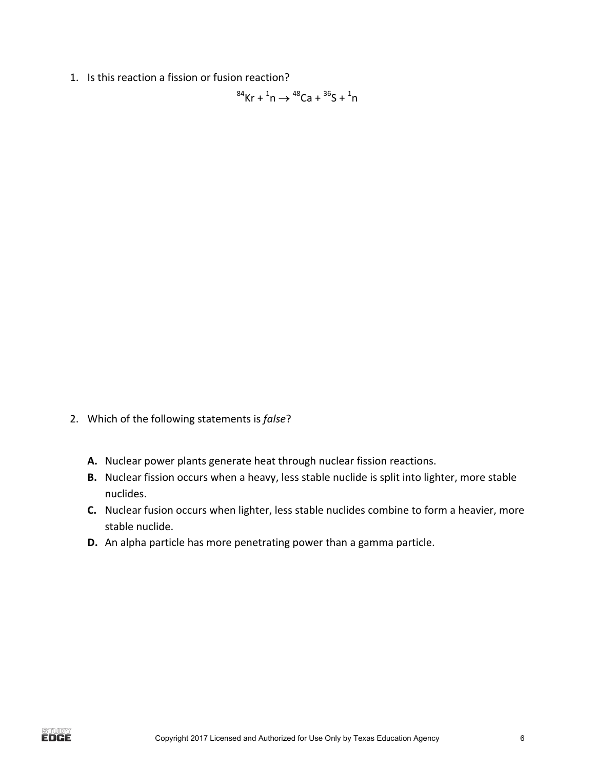1. Is this reaction a fission or fusion reaction?

$$^{84}Kr + ^{1}n \rightarrow ^{48}Ca + ^{36}S + ^{1}n$$

2. Which of the following statements is *false*?

   **A.** Nuclear power plants generate heat through nuclear fission reactions.

   **B.** Nuclear fission occurs when a heavy, less stable nuclide is split into lighter, more stable nuclides.

   **C.** Nuclear fusion occurs when lighter, less stable nuclides combine to form a heavier, more stable nuclide.

   **D.** An alpha particle has more penetrating power than a gamma particle.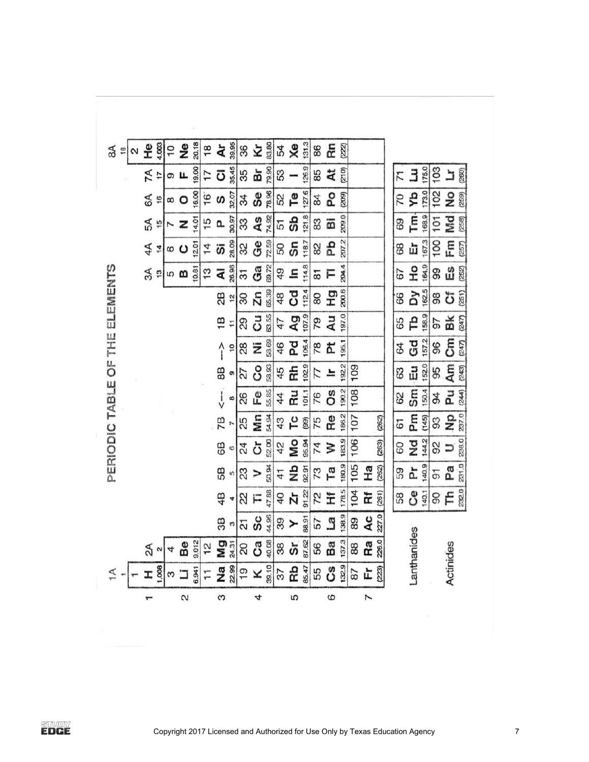# PERIODIC TABLE OF THE ELEMENTS

| | 1A 1 | 2A 2 | 3B 3 | 4B 4 | 5B 5 | 6B 6 | 7B 7 | <--- 8 | 8B 9 | ---> 10 | 1B 11 | 2B 12 | 3A 13 | 4A 14 | 5A 15 | 6A 16 | 7A 17 | 8A 18 |
|---|---|---|---|---|---|---|---|---|---|---|---|---|---|---|---|---|---|---|
| 1 | 1 H 1.008 | | | | | | | | | | | | | | | | | 2 He 4.003 |
| 2 | 3 Li 6.941 | 4 Be 9.012 | | | | | | | | | | | 5 B 10.81 | 6 C 12.01 | 7 N 14.01 | 8 O 16.00 | 9 F 19.00 | 10 Ne 20.18 |
| 3 | 11 Na 22.99 | 12 Mg 24.31 | | | | | | | | | | | 13 Al 26.98 | 14 Si 28.09 | 15 P 30.97 | 16 S 32.07 | 17 Cl 35.45 | 18 Ar 39.95 |
| 4 | 19 K 39.10 | 20 Ca 40.08 | 21 Sc 44.96 | 22 Ti 47.88 | 23 V 50.94 | 24 Cr 52.00 | 25 Mn 54.94 | 26 Fe 55.85 | 27 Co 58.93 | 28 Ni 58.69 | 29 Cu 63.55 | 30 Zn 65.39 | 31 Ga 69.72 | 32 Ge 72.59 | 33 As 74.92 | 34 Se 78.96 | 35 Br 79.90 | 36 Kr 83.80 |
| 5 | 37 Rb 85.47 | 38 Sr 87.62 | 39 Y 88.91 | 40 Zr 91.22 | 41 Nb 92.91 | 42 Mo 95.94 | 43 Tc (99) | 44 Ru 101.1 | 45 Rh 102.9 | 46 Pd 106.4 | 47 Ag 107.9 | 48 Cd 112.4 | 49 In 114.8 | 50 Sn 118.7 | 51 Sb 121.8 | 52 Te 127.6 | 53 I 126.9 | 54 Xe 131.3 |
| 6 | 55 Cs 132.9 | 56 Ba 137.3 | 57 La 138.9 | 72 Hf 178.5 | 73 Ta 180.9 | 74 W 183.9 | 75 Re 186.2 | 76 Os 190.2 | 77 Ir 192.2 | 78 Pt 195.1 | 79 Au 197.0 | 80 Hg 200.6 | 81 Tl 204.4 | 82 Pb 207.2 | 83 Bi 209.0 | 84 Po (209) | 85 At (210) | 86 Rn (222) |
| 7 | 87 Fr (223) | 88 Ra 226.0 | 89 Ac 227.0 | 104 Rf (261) | 105 Ha (262) | 106 (263) | 107 (262) | 108 | 109 | | | | | | | | | |

| | | | | | | | | | | | | | | |
|---|---|---|---|---|---|---|---|---|---|---|---|---|---|---|
| Lanthanides | 58 Ce 140.1 | 59 Pr 140.9 | 60 Nd 144.2 | 61 Pm (145) | 62 Sm 150.4 | 63 Eu 152.0 | 64 Gd 157.2 | 65 Tb 158.9 | 66 Dy 162.5 | 67 Ho 164.9 | 68 Er 167.3 | 69 Tm 168.9 | 70 Yb 173.0 | 71 Lu 175.0 |
| Actinides | 90 Th 232.0 | 91 Pa 231.0 | 92 U 238.0 | 93 Np 237.0 | 94 Pu (244) | 95 Am (243) | 96 Cm (247) | 97 Bk (247) | 98 Cf (251) | 99 Es (252) | 100 Fm (257) | 101 Md (258) | 102 No (259) | 103 Lr (260) |